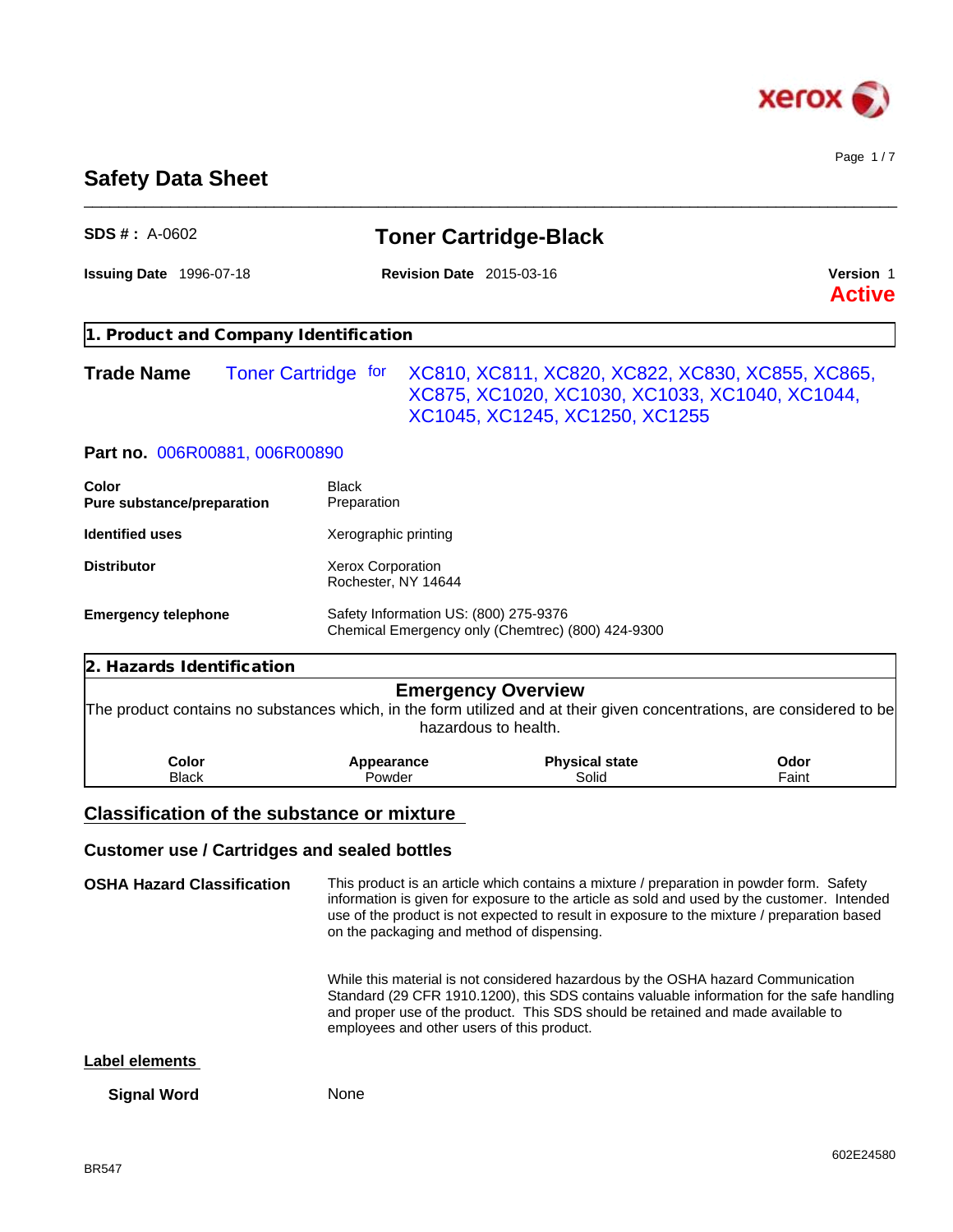# Safety Data Sheet

**SDS # :** A-0602

## Toner Cartridge-Black

**Issuing Date** 1996-07-18 **Revision Date** 2015-03-16 **Version** 1

**Active**

## 1. Product and Company Identification

**Trade Name** Toner Cartridge for XC810, XC811, XC820, XC822, XC830, XC855, XC865, XC875, XC1020, XC1030, XC1033, XC1040, XC1044, XC1045, XC1245, XC1250, XC1255

**Part no.** 006R00881, 006R00890

| | |
|---|---|
| **Color** | Black |
| **Pure substance/preparation** | Preparation |
| **Identified uses** | Xerographic printing |
| **Distributor** | Xerox Corporation<br>Rochester, NY 14644 |
| **Emergency telephone** | Safety Information US: (800) 275-9376<br>Chemical Emergency only (Chemtrec) (800) 424-9300 |

## 2. Hazards Identification

### Emergency Overview

The product contains no substances which, in the form utilized and at their given concentrations, are considered to be hazardous to health.

| Color | Appearance | Physical state | Odor |
|---|---|---|---|
| Black | Powder | Solid | Faint |

### Classification of the substance or mixture

### Customer use / Cartridges and sealed bottles

**OSHA Hazard Classification**

This product is an article which contains a mixture / preparation in powder form. Safety information is given for exposure to the article as sold and used by the customer. Intended use of the product is not expected to result in exposure to the mixture / preparation based on the packaging and method of dispensing.

While this material is not considered hazardous by the OSHA hazard Communication Standard (29 CFR 1910.1200), this SDS contains valuable information for the safe handling and proper use of the product. This SDS should be retained and made available to employees and other users of this product.

**Label elements**

**Signal Word** None

BR547

602E24580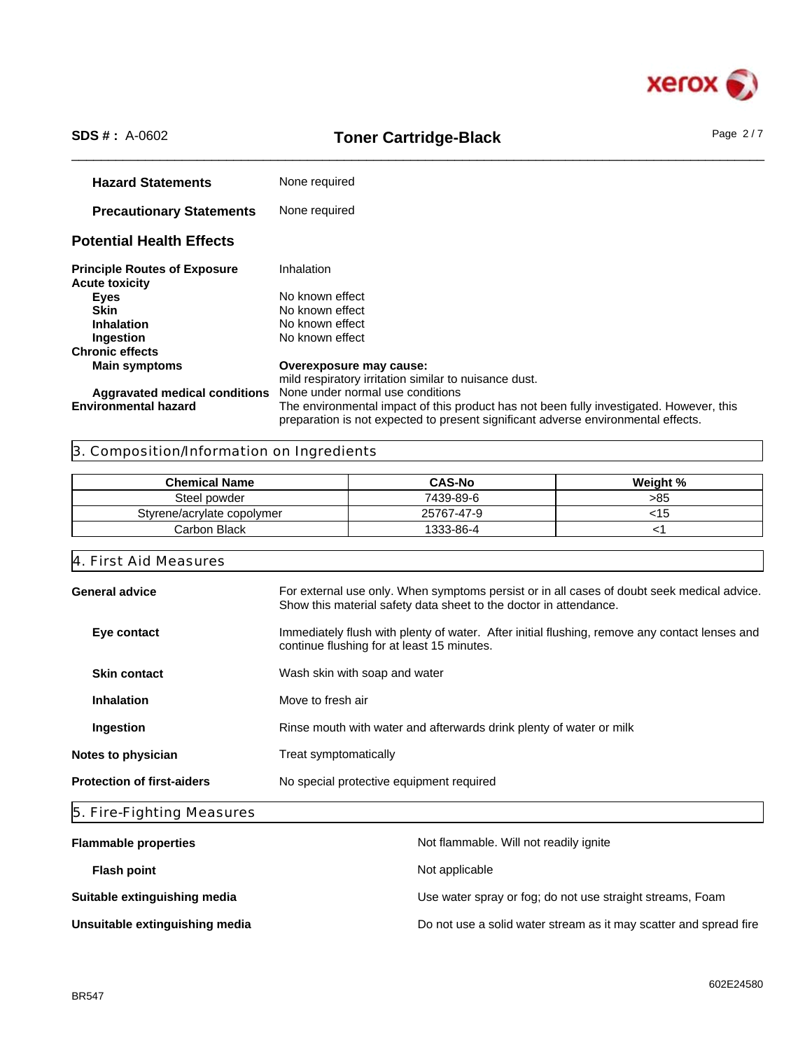**Hazard Statements** None required

**Precautionary Statements** None required

### Potential Health Effects

**Principle Routes of Exposure** Inhalation

**Acute toxicity**

- **Eyes** No known effect
- **Skin** No known effect
- **Inhalation** No known effect
- **Ingestion** No known effect

**Chronic effects**

- **Main symptoms** **Overexposure may cause:** mild respiratory irritation similar to nuisance dust.
- **Aggravated medical conditions** None under normal use conditions

**Environmental hazard** The environmental impact of this product has not been fully investigated. However, this preparation is not expected to present significant adverse environmental effects.

## 3. Composition/Information on Ingredients

| Chemical Name | CAS-No | Weight % |
|---|---|---|
| Steel powder | 7439-89-6 | >85 |
| Styrene/acrylate copolymer | 25767-47-9 | <15 |
| Carbon Black | 1333-86-4 | <1 |

## 4. First Aid Measures

**General advice** For external use only. When symptoms persist or in all cases of doubt seek medical advice. Show this material safety data sheet to the doctor in attendance.

**Eye contact** Immediately flush with plenty of water. After initial flushing, remove any contact lenses and continue flushing for at least 15 minutes.

**Skin contact** Wash skin with soap and water

**Inhalation** Move to fresh air

**Ingestion** Rinse mouth with water and afterwards drink plenty of water or milk

**Notes to physician** Treat symptomatically

**Protection of first-aiders** No special protective equipment required

## 5. Fire-Fighting Measures

**Flammable properties** Not flammable. Will not readily ignite

**Flash point** Not applicable

**Suitable extinguishing media** Use water spray or fog; do not use straight streams, Foam

**Unsuitable extinguishing media** Do not use a solid water stream as it may scatter and spread fire

602E24580

BR547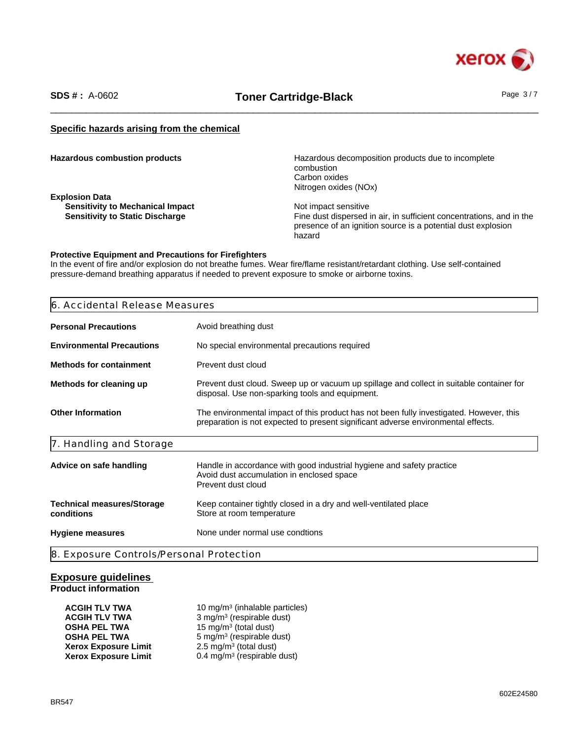### Specific hazards arising from the chemical

| | |
|---|---|
| **Hazardous combustion products** | Hazardous decomposition products due to incomplete combustion<br>Carbon oxides<br>Nitrogen oxides (NOx) |
| **Explosion Data** | |
| **Sensitivity to Mechanical Impact** | Not impact sensitive |
| **Sensitivity to Static Discharge** | Fine dust dispersed in air, in sufficient concentrations, and in the presence of an ignition source is a potential dust explosion hazard |

**Protective Equipment and Precautions for Firefighters**

In the event of fire and/or explosion do not breathe fumes. Wear fire/flame resistant/retardant clothing. Use self-contained pressure-demand breathing apparatus if needed to prevent exposure to smoke or airborne toxins.

## 6. Accidental Release Measures

| | |
|---|---|
| **Personal Precautions** | Avoid breathing dust |
| **Environmental Precautions** | No special environmental precautions required |
| **Methods for containment** | Prevent dust cloud |
| **Methods for cleaning up** | Prevent dust cloud. Sweep up or vacuum up spillage and collect in suitable container for disposal. Use non-sparking tools and equipment. |
| **Other Information** | The environmental impact of this product has not been fully investigated. However, this preparation is not expected to present significant adverse environmental effects. |

## 7. Handling and Storage

| | |
|---|---|
| **Advice on safe handling** | Handle in accordance with good industrial hygiene and safety practice<br>Avoid dust accumulation in enclosed space<br>Prevent dust cloud |
| **Technical measures/Storage conditions** | Keep container tightly closed in a dry and well-ventilated place<br>Store at room temperature |
| **Hygiene measures** | None under normal use condtions |

## 8. Exposure Controls/Personal Protection

### Exposure guidelines

**Product information**

| | |
|---|---|
| **ACGIH TLV TWA** | 10 mg/m³ (inhalable particles) |
| **ACGIH TLV TWA** | 3 mg/m³ (respirable dust) |
| **OSHA PEL TWA** | 15 mg/m³ (total dust) |
| **OSHA PEL TWA** | 5 mg/m³ (respirable dust) |
| **Xerox Exposure Limit** | 2.5 mg/m³ (total dust) |
| **Xerox Exposure Limit** | 0.4 mg/m³ (respirable dust) |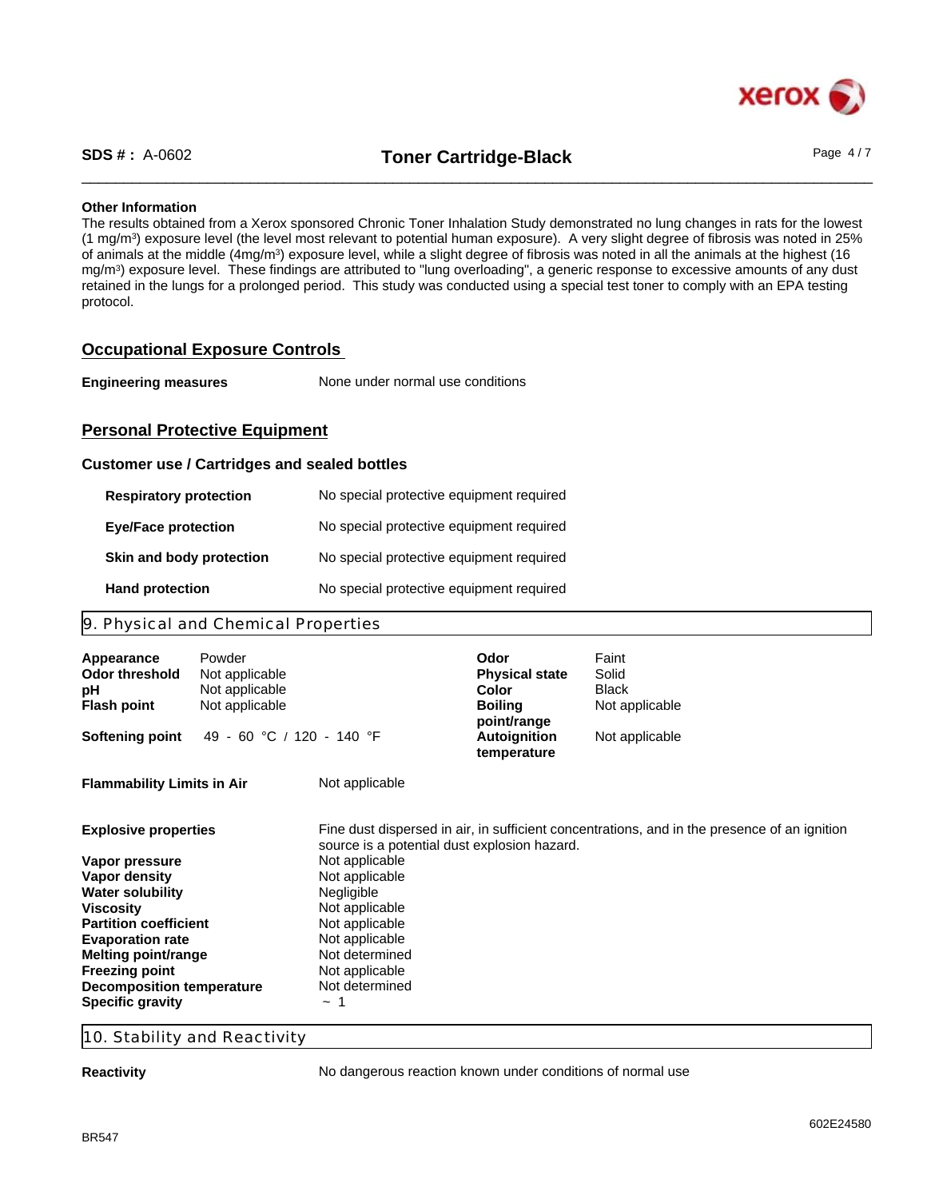**Other Information**

The results obtained from a Xerox sponsored Chronic Toner Inhalation Study demonstrated no lung changes in rats for the lowest (1 mg/m$^3$) exposure level (the level most relevant to potential human exposure). A very slight degree of fibrosis was noted in 25% of animals at the middle (4mg/m$^3$) exposure level, while a slight degree of fibrosis was noted in all the animals at the highest (16 mg/m$^3$) exposure level. These findings are attributed to "lung overloading", a generic response to excessive amounts of any dust retained in the lungs for a prolonged period. This study was conducted using a special test toner to comply with an EPA testing protocol.

## Occupational Exposure Controls

**Engineering measures** None under normal use conditions

## Personal Protective Equipment

### Customer use / Cartridges and sealed bottles

| | |
|---|---|
| **Respiratory protection** | No special protective equipment required |
| **Eye/Face protection** | No special protective equipment required |
| **Skin and body protection** | No special protective equipment required |
| **Hand protection** | No special protective equipment required |

## 9. Physical and Chemical Properties

| | | | |
|---|---|---|---|
| **Appearance** | Powder | **Odor** | Faint |
| **Odor threshold** | Not applicable | **Physical state** | Solid |
| **pH** | Not applicable | **Color** | Black |
| **Flash point** | Not applicable | **Boiling point/range** | Not applicable |
| **Softening point** | 49 - 60 °C / 120 - 140 °F | **Autoignition temperature** | Not applicable |

**Flammability Limits in Air** Not applicable

| | |
|---|---|
| **Explosive properties** | Fine dust dispersed in air, in sufficient concentrations, and in the presence of an ignition source is a potential dust explosion hazard. |
| **Vapor pressure** | Not applicable |
| **Vapor density** | Not applicable |
| **Water solubility** | Negligible |
| **Viscosity** | Not applicable |
| **Partition coefficient** | Not applicable |
| **Evaporation rate** | Not applicable |
| **Melting point/range** | Not determined |
| **Freezing point** | Not applicable |
| **Decomposition temperature** | Not determined |
| **Specific gravity** | ~ 1 |

## 10. Stability and Reactivity

**Reactivity** No dangerous reaction known under conditions of normal use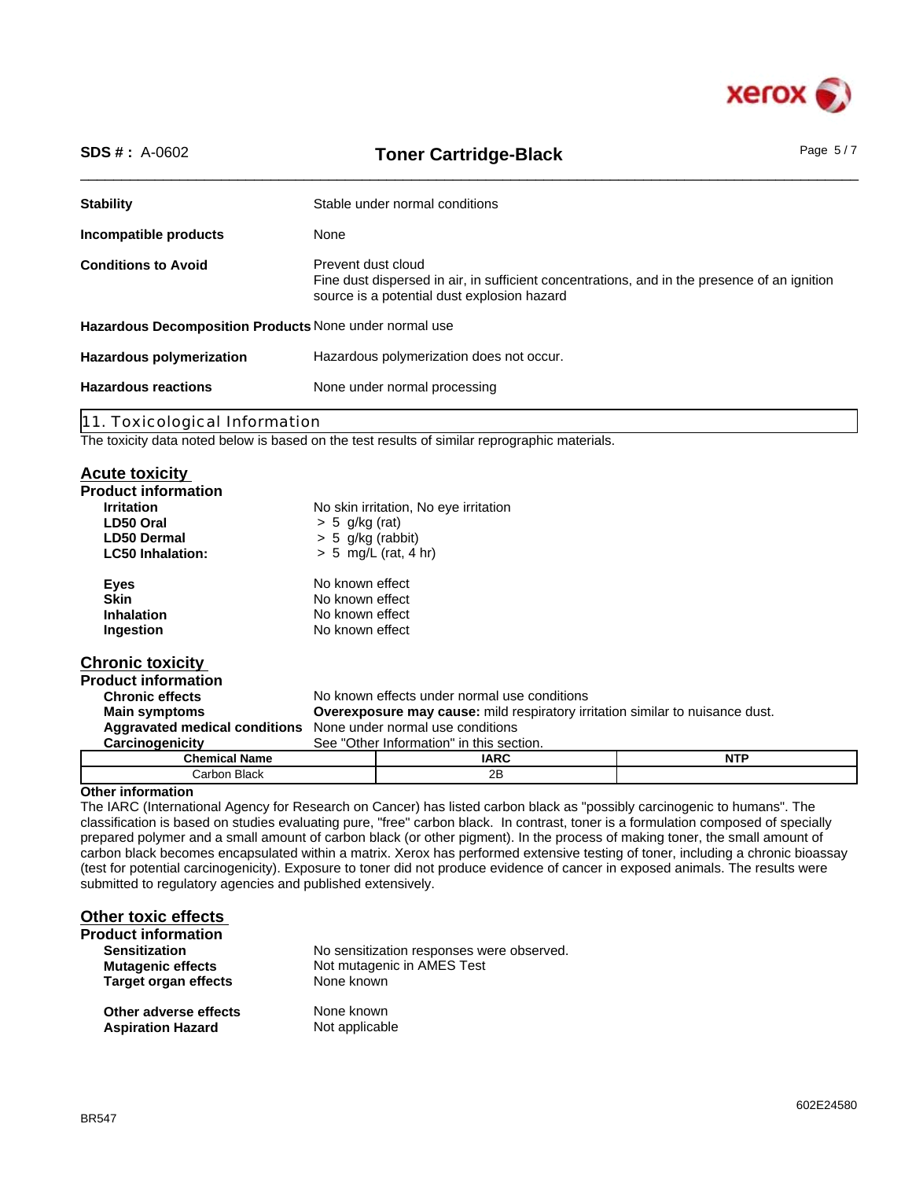| | |
|---|---|
| **Stability** | Stable under normal conditions |
| **Incompatible products** | None |
| **Conditions to Avoid** | Prevent dust cloud<br>Fine dust dispersed in air, in sufficient concentrations, and in the presence of an ignition source is a potential dust explosion hazard |
| **Hazardous Decomposition Products** | None under normal use |
| **Hazardous polymerization** | Hazardous polymerization does not occur. |
| **Hazardous reactions** | None under normal processing |

## 11. Toxicological Information

The toxicity data noted below is based on the test results of similar reprographic materials.

### Acute toxicity

**Product information**

| | |
|---|---|
| **Irritation** | No skin irritation, No eye irritation |
| **LD50 Oral** | > 5 g/kg (rat) |
| **LD50 Dermal** | > 5 g/kg (rabbit) |
| **LC50 Inhalation:** | > 5 mg/L (rat, 4 hr) |
| **Eyes** | No known effect |
| **Skin** | No known effect |
| **Inhalation** | No known effect |
| **Ingestion** | No known effect |

### Chronic toxicity

**Product information**

| | |
|---|---|
| **Chronic effects** | No known effects under normal use conditions |
| **Main symptoms** | **Overexposure may cause:** mild respiratory irritation similar to nuisance dust. |
| **Aggravated medical conditions** | None under normal use conditions |
| **Carcinogenicity** | See "Other Information" in this section. |

| Chemical Name | IARC | NTP |
|---|---|---|
| Carbon Black | 2B | |

**Other information**

The IARC (International Agency for Research on Cancer) has listed carbon black as "possibly carcinogenic to humans". The classification is based on studies evaluating pure, "free" carbon black. In contrast, toner is a formulation composed of specially prepared polymer and a small amount of carbon black (or other pigment). In the process of making toner, the small amount of carbon black becomes encapsulated within a matrix. Xerox has performed extensive testing of toner, including a chronic bioassay (test for potential carcinogenicity). Exposure to toner did not produce evidence of cancer in exposed animals. The results were submitted to regulatory agencies and published extensively.

### Other toxic effects

**Product information**

| | |
|---|---|
| **Sensitization** | No sensitization responses were observed. |
| **Mutagenic effects** | Not mutagenic in AMES Test |
| **Target organ effects** | None known |
| **Other adverse effects** | None known |
| **Aspiration Hazard** | Not applicable |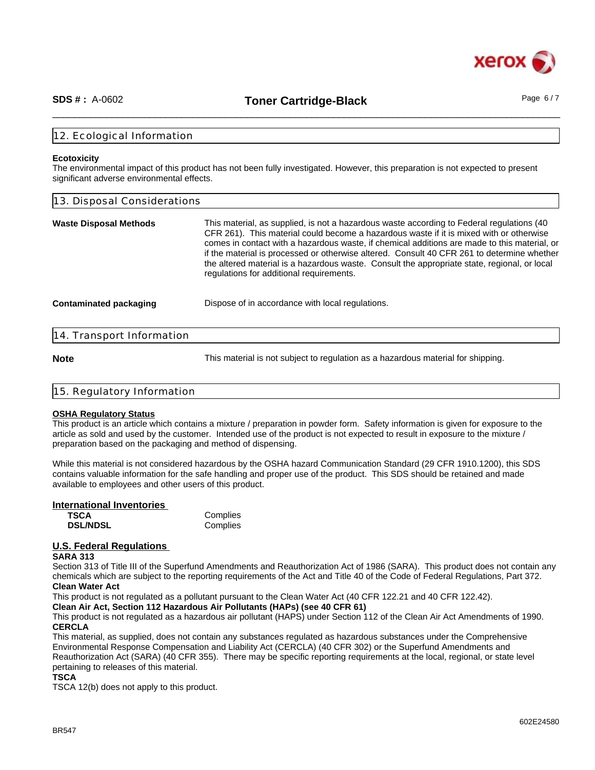## 12. Ecological Information

**Ecotoxicity**

The environmental impact of this product has not been fully investigated. However, this preparation is not expected to present significant adverse environmental effects.

## 13. Disposal Considerations

**Waste Disposal Methods**

This material, as supplied, is not a hazardous waste according to Federal regulations (40 CFR 261). This material could become a hazardous waste if it is mixed with or otherwise comes in contact with a hazardous waste, if chemical additions are made to this material, or if the material is processed or otherwise altered. Consult 40 CFR 261 to determine whether the altered material is a hazardous waste. Consult the appropriate state, regional, or local regulations for additional requirements.

**Contaminated packaging**

Dispose of in accordance with local regulations.

## 14. Transport Information

**Note**

This material is not subject to regulation as a hazardous material for shipping.

## 15. Regulatory Information

**OSHA Regulatory Status**

This product is an article which contains a mixture / preparation in powder form. Safety information is given for exposure to the article as sold and used by the customer. Intended use of the product is not expected to result in exposure to the mixture / preparation based on the packaging and method of dispensing.

While this material is not considered hazardous by the OSHA hazard Communication Standard (29 CFR 1910.1200), this SDS contains valuable information for the safe handling and proper use of the product. This SDS should be retained and made available to employees and other users of this product.

**International Inventories**

| | |
|---|---|
| **TSCA** | Complies |
| **DSL/NDSL** | Complies |

**U.S. Federal Regulations**

**SARA 313**

Section 313 of Title III of the Superfund Amendments and Reauthorization Act of 1986 (SARA). This product does not contain any chemicals which are subject to the reporting requirements of the Act and Title 40 of the Code of Federal Regulations, Part 372.

**Clean Water Act**

This product is not regulated as a pollutant pursuant to the Clean Water Act (40 CFR 122.21 and 40 CFR 122.42).

**Clean Air Act, Section 112 Hazardous Air Pollutants (HAPs) (see 40 CFR 61)**

This product is not regulated as a hazardous air pollutant (HAPS) under Section 112 of the Clean Air Act Amendments of 1990.

**CERCLA**

This material, as supplied, does not contain any substances regulated as hazardous substances under the Comprehensive Environmental Response Compensation and Liability Act (CERCLA) (40 CFR 302) or the Superfund Amendments and Reauthorization Act (SARA) (40 CFR 355). There may be specific reporting requirements at the local, regional, or state level pertaining to releases of this material.

**TSCA**

TSCA 12(b) does not apply to this product.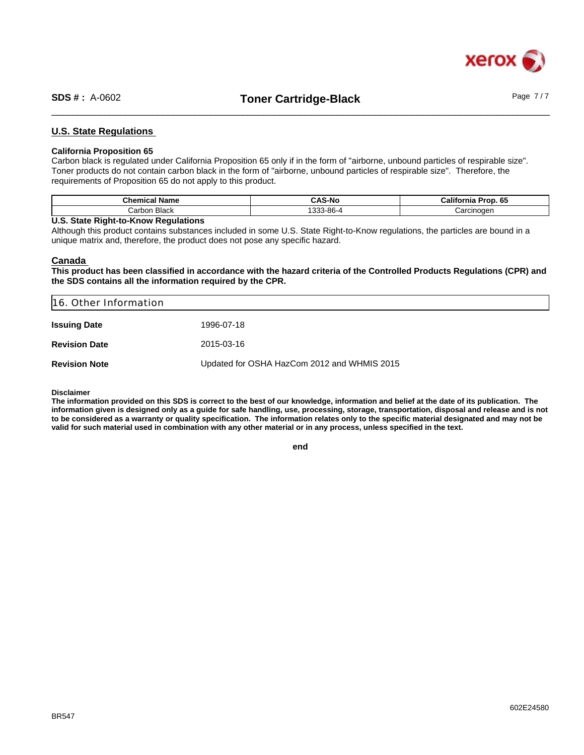## U.S. State Regulations

**California Proposition 65**

Carbon black is regulated under California Proposition 65 only if in the form of "airborne, unbound particles of respirable size". Toner products do not contain carbon black in the form of "airborne, unbound particles of respirable size". Therefore, the requirements of Proposition 65 do not apply to this product.

| Chemical Name | CAS-No | California Prop. 65 |
|---|---|---|
| Carbon Black | 1333-86-4 | Carcinogen |

**U.S. State Right-to-Know Regulations**

Although this product contains substances included in some U.S. State Right-to-Know regulations, the particles are bound in a unique matrix and, therefore, the product does not pose any specific hazard.

## Canada

**This product has been classified in accordance with the hazard criteria of the Controlled Products Regulations (CPR) and the SDS contains all the information required by the CPR.**

## 16. Other Information

| | |
|---|---|
| **Issuing Date** | 1996-07-18 |
| **Revision Date** | 2015-03-16 |
| **Revision Note** | Updated for OSHA HazCom 2012 and WHMIS 2015 |

**Disclaimer**

**The information provided on this SDS is correct to the best of our knowledge, information and belief at the date of its publication. The information given is designed only as a guide for safe handling, use, processing, storage, transportation, disposal and release and is not to be considered as a warranty or quality specification. The information relates only to the specific material designated and may not be valid for such material used in combination with any other material or in any process, unless specified in the text.**

**end**

BR547

602E24580